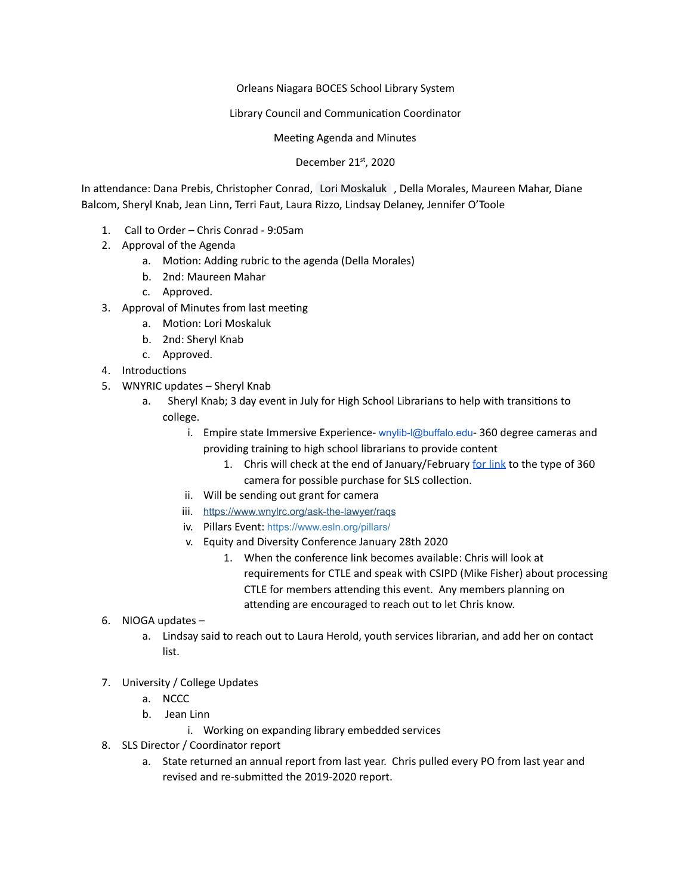Orleans Niagara BOCES School Library System

Library Council and Communication Coordinator

Meeting Agenda and Minutes

December 21st, 2020

In attendance: Dana Prebis, Christopher Conrad, Lori Moskaluk, Della Morales, Maureen Mahar, Diane Balcom, Sheryl Knab, Jean Linn, Terri Faut, Laura Rizzo, Lindsay Delaney, Jennifer O'Toole

1. Call to Order – Chris Conrad - 9:05am
2. Approval of the Agenda
   a. Motion: Adding rubric to the agenda (Della Morales)
   b. 2nd: Maureen Mahar
   c. Approved.
3. Approval of Minutes from last meeting
   a. Motion: Lori Moskaluk
   b. 2nd: Sheryl Knab
   c. Approved.
4. Introductions
5. WNYRIC updates – Sheryl Knab
   a. Sheryl Knab; 3 day event in July for High School Librarians to help with transitions to college.
      i. Empire state Immersive Experience- wnylib-l@buffalo.edu- 360 degree cameras and providing training to high school librarians to provide content
         1. Chris will check at the end of January/February for link to the type of 360 camera for possible purchase for SLS collection.
      ii. Will be sending out grant for camera
      iii. https://www.wnylrc.org/ask-the-lawyer/raqs
      iv. Pillars Event: https://www.esln.org/pillars/
      v. Equity and Diversity Conference January 28th 2020
         1. When the conference link becomes available: Chris will look at requirements for CTLE and speak with CSIPD (Mike Fisher) about processing CTLE for members attending this event. Any members planning on attending are encouraged to reach out to let Chris know.
6. NIOGA updates –
   a. Lindsay said to reach out to Laura Herold, youth services librarian, and add her on contact list.
7. University / College Updates
   a. NCCC
   b. Jean Linn
      i. Working on expanding library embedded services
8. SLS Director / Coordinator report
   a. State returned an annual report from last year. Chris pulled every PO from last year and revised and re-submitted the 2019-2020 report.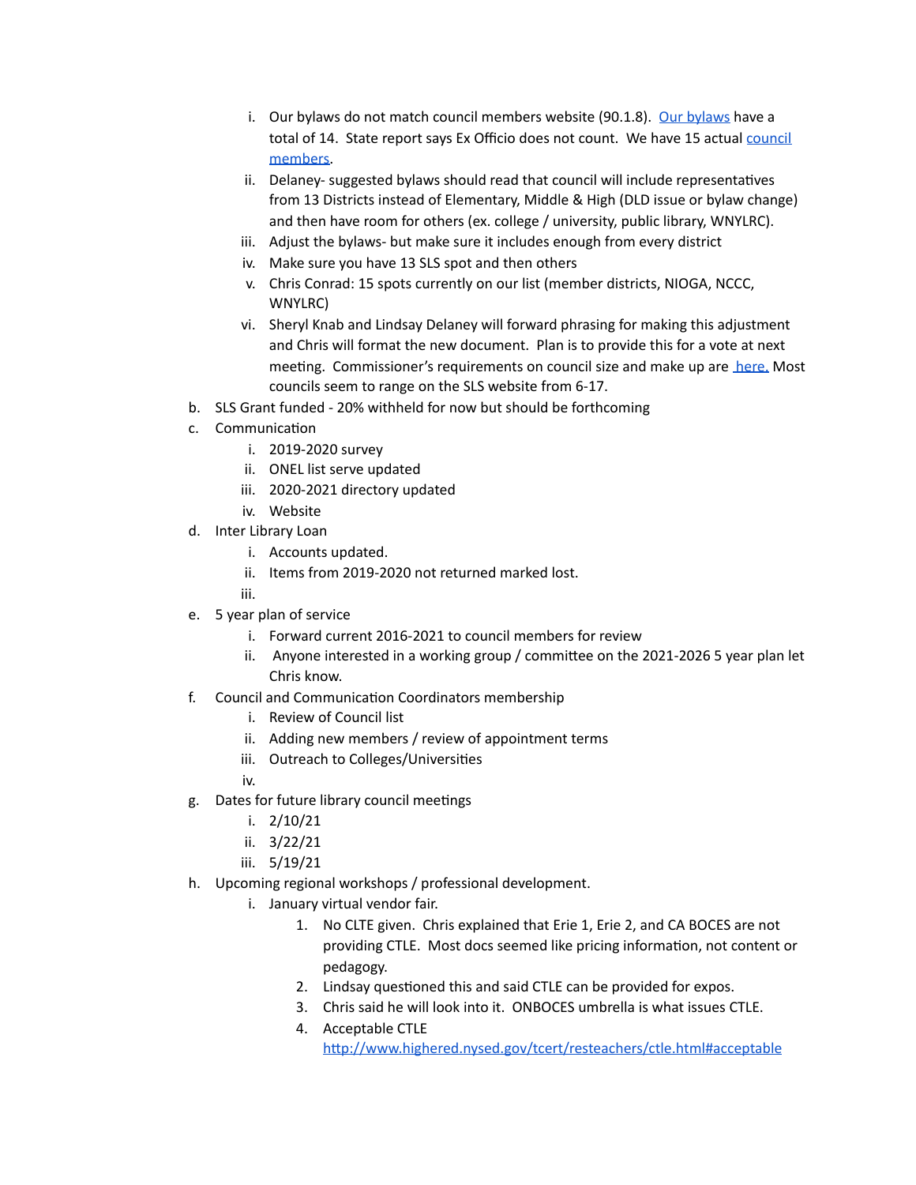- i. Our bylaws do not match council members website (90.1.8). Our bylaws have a total of 14. State report says Ex Officio does not count. We have 15 actual council members.
   - ii. Delaney- suggested bylaws should read that council will include representatives from 13 Districts instead of Elementary, Middle & High (DLD issue or bylaw change) and then have room for others (ex. college / university, public library, WNYLRC).
   - iii. Adjust the bylaws- but make sure it includes enough from every district
   - iv. Make sure you have 13 SLS spot and then others
   - v. Chris Conrad: 15 spots currently on our list (member districts, NIOGA, NCCC, WNYLRC)
   - vi. Sheryl Knab and Lindsay Delaney will forward phrasing for making this adjustment and Chris will format the new document. Plan is to provide this for a vote at next meeting. Commissioner's requirements on council size and make up are here. Most councils seem to range on the SLS website from 6-17.

b. SLS Grant funded - 20% withheld for now but should be forthcoming

c. Communication
   - i. 2019-2020 survey
   - ii. ONEL list serve updated
   - iii. 2020-2021 directory updated
   - iv. Website

d. Inter Library Loan
   - i. Accounts updated.
   - ii. Items from 2019-2020 not returned marked lost.
   - iii.

e. 5 year plan of service
   - i. Forward current 2016-2021 to council members for review
   - ii. Anyone interested in a working group / committee on the 2021-2026 5 year plan let Chris know.

f. Council and Communication Coordinators membership
   - i. Review of Council list
   - ii. Adding new members / review of appointment terms
   - iii. Outreach to Colleges/Universities
   - iv.

g. Dates for future library council meetings
   - i. 2/10/21
   - ii. 3/22/21
   - iii. 5/19/21

h. Upcoming regional workshops / professional development.
   - i. January virtual vendor fair.
     1. No CLTE given. Chris explained that Erie 1, Erie 2, and CA BOCES are not providing CTLE. Most docs seemed like pricing information, not content or pedagogy.
     2. Lindsay questioned this and said CTLE can be provided for expos.
     3. Chris said he will look into it. ONBOCES umbrella is what issues CTLE.
     4. Acceptable CTLE http://www.highered.nysed.gov/tcert/resteachers/ctle.html#acceptable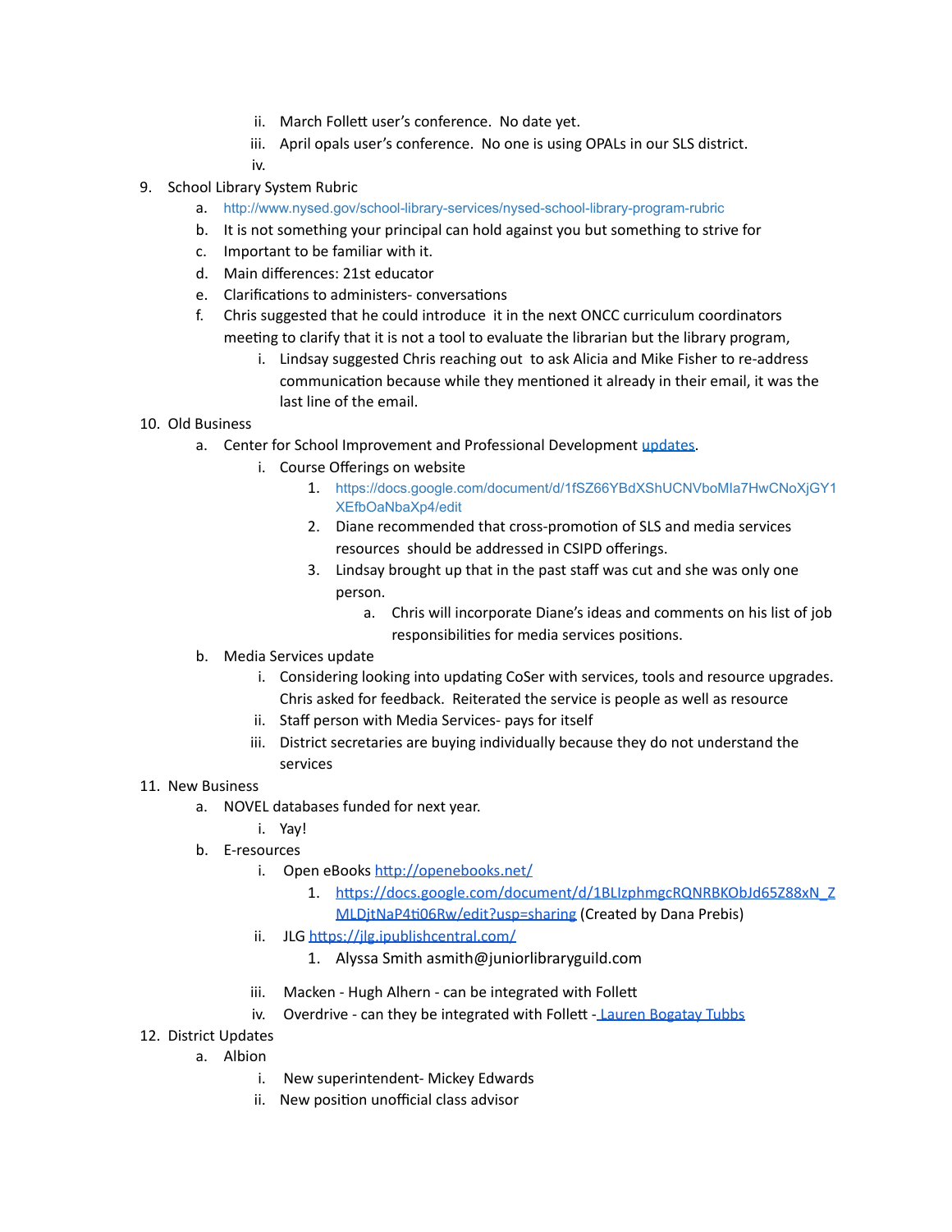- ii. March Follett user's conference. No date yet.
   - iii. April opals user's conference. No one is using OPALs in our SLS district.
   - iv.

9. School Library System Rubric
   a. http://www.nysed.gov/school-library-services/nysed-school-library-program-rubric
   b. It is not something your principal can hold against you but something to strive for
   c. Important to be familiar with it.
   d. Main differences: 21st educator
   e. Clarifications to administers- conversations
   f. Chris suggested that he could introduce it in the next ONCC curriculum coordinators meeting to clarify that it is not a tool to evaluate the librarian but the library program,
      i. Lindsay suggested Chris reaching out to ask Alicia and Mike Fisher to re-address communication because while they mentioned it already in their email, it was the last line of the email.

10. Old Business
    a. Center for School Improvement and Professional Development updates.
       i. Course Offerings on website
          1. https://docs.google.com/document/d/1fSZ66YBdXShUCNVboMla7HwCNoXjGY1XEfbOaNbaXp4/edit
          2. Diane recommended that cross-promotion of SLS and media services resources should be addressed in CSIPD offerings.
          3. Lindsay brought up that in the past staff was cut and she was only one person.
             a. Chris will incorporate Diane's ideas and comments on his list of job responsibilities for media services positions.
    b. Media Services update
       i. Considering looking into updating CoSer with services, tools and resource upgrades. Chris asked for feedback. Reiterated the service is people as well as resource
       ii. Staff person with Media Services- pays for itself
       iii. District secretaries are buying individually because they do not understand the services

11. New Business
    a. NOVEL databases funded for next year.
       i. Yay!
    b. E-resources
       i. Open eBooks http://openebooks.net/
          1. https://docs.google.com/document/d/1BLIzphmgcRQNRBKObJd65Z88xN_ZMLDjtNaP4ti06Rw/edit?usp=sharing (Created by Dana Prebis)
       ii. JLG https://jlg.ipublishcentral.com/
          1. Alyssa Smith asmith@juniorlibraryguild.com
       iii. Macken - Hugh Alhern - can be integrated with Follett
       iv. Overdrive - can they be integrated with Follett - Lauren Bogatay Tubbs

12. District Updates
    a. Albion
       i. New superintendent- Mickey Edwards
       ii. New position unofficial class advisor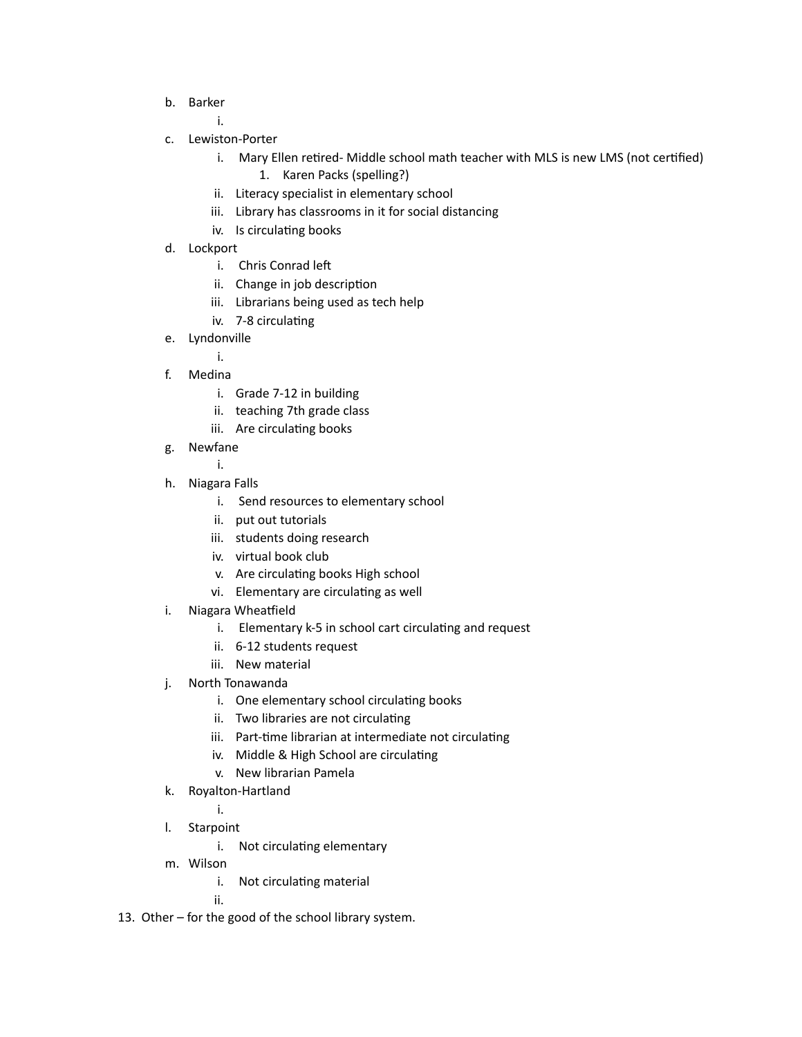b. Barker
    i.
c. Lewiston-Porter
    i. Mary Ellen retired- Middle school math teacher with MLS is new LMS (not certified)
        1. Karen Packs (spelling?)
    ii. Literacy specialist in elementary school
    iii. Library has classrooms in it for social distancing
    iv. Is circulating books
d. Lockport
    i. Chris Conrad left
    ii. Change in job description
    iii. Librarians being used as tech help
    iv. 7-8 circulating
e. Lyndonville
    i.
f. Medina
    i. Grade 7-12 in building
    ii. teaching 7th grade class
    iii. Are circulating books
g. Newfane
    i.
h. Niagara Falls
    i. Send resources to elementary school
    ii. put out tutorials
    iii. students doing research
    iv. virtual book club
    v. Are circulating books High school
    vi. Elementary are circulating as well
i. Niagara Wheatfield
    i. Elementary k-5 in school cart circulating and request
    ii. 6-12 students request
    iii. New material
j. North Tonawanda
    i. One elementary school circulating books
    ii. Two libraries are not circulating
    iii. Part-time librarian at intermediate not circulating
    iv. Middle & High School are circulating
    v. New librarian Pamela
k. Royalton-Hartland
    i.
l. Starpoint
    i. Not circulating elementary
m. Wilson
    i. Not circulating material
    ii.

13. Other – for the good of the school library system.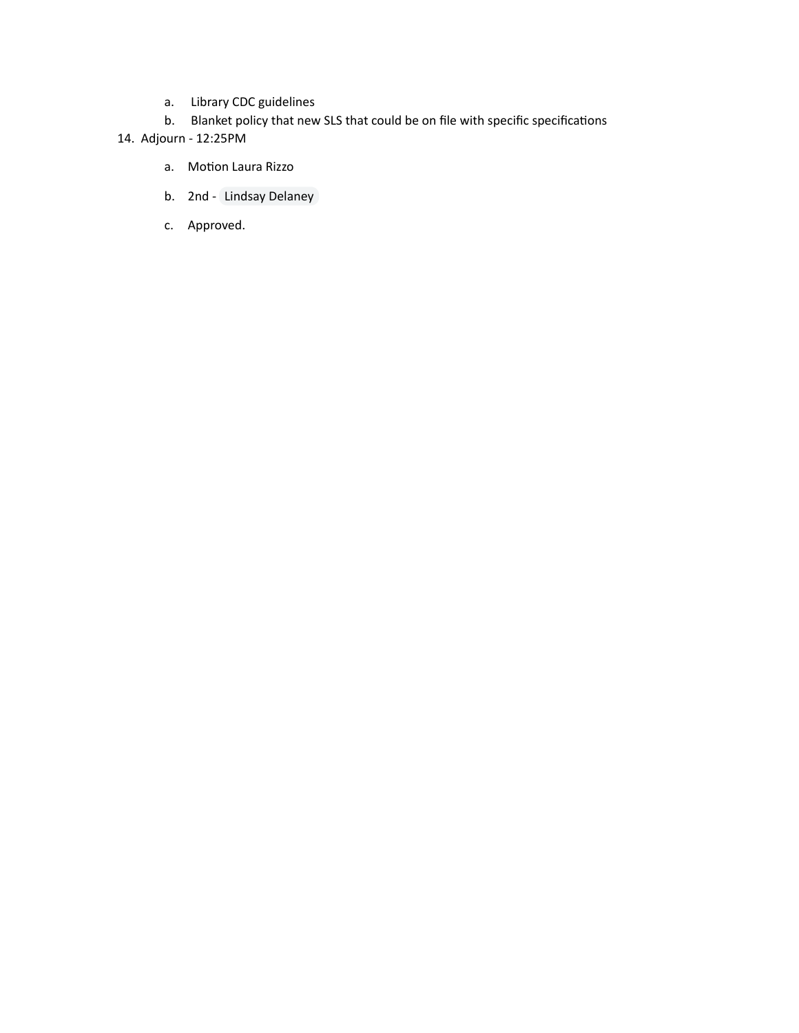a. Library CDC guidelines
   b. Blanket policy that new SLS that could be on file with specific specifications

14. Adjourn - 12:25PM
   a. Motion Laura Rizzo
   b. 2nd - Lindsay Delaney
   c. Approved.